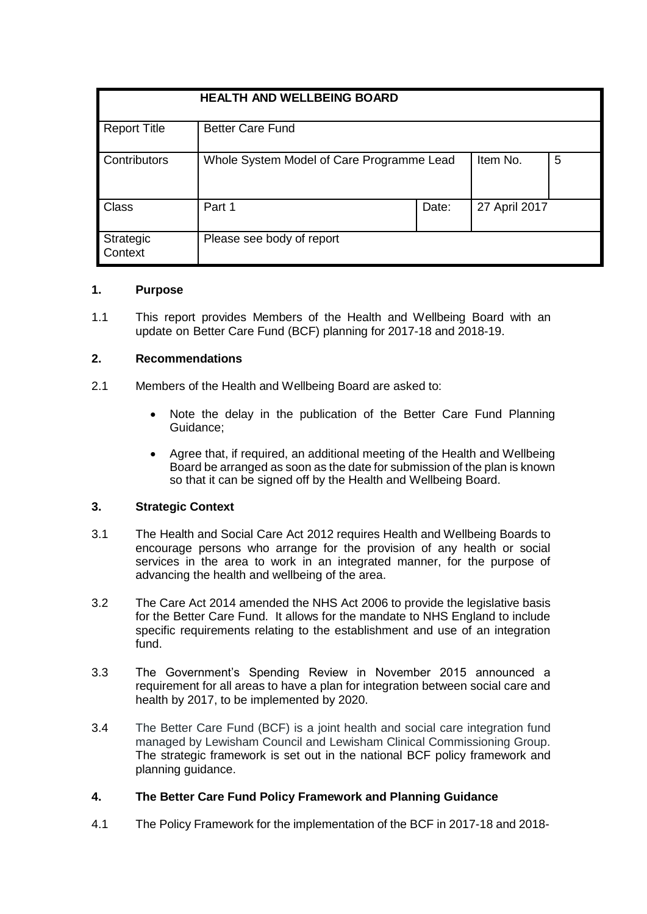| HEALTH AND WELLBEING BOARD | | | | |
|---|---|---|---|---|
| Report Title | Better Care Fund | | | |
| Contributors | Whole System Model of Care Programme Lead | | Item No. | 5 |
| Class | Part 1 | Date: | 27 April 2017 | |
| Strategic Context | Please see body of report | | | |

## 1. Purpose

1.1 This report provides Members of the Health and Wellbeing Board with an update on Better Care Fund (BCF) planning for 2017-18 and 2018-19.

## 2. Recommendations

2.1 Members of the Health and Wellbeing Board are asked to:

- Note the delay in the publication of the Better Care Fund Planning Guidance;
- Agree that, if required, an additional meeting of the Health and Wellbeing Board be arranged as soon as the date for submission of the plan is known so that it can be signed off by the Health and Wellbeing Board.

## 3. Strategic Context

3.1 The Health and Social Care Act 2012 requires Health and Wellbeing Boards to encourage persons who arrange for the provision of any health or social services in the area to work in an integrated manner, for the purpose of advancing the health and wellbeing of the area.

3.2 The Care Act 2014 amended the NHS Act 2006 to provide the legislative basis for the Better Care Fund. It allows for the mandate to NHS England to include specific requirements relating to the establishment and use of an integration fund.

3.3 The Government's Spending Review in November 2015 announced a requirement for all areas to have a plan for integration between social care and health by 2017, to be implemented by 2020.

3.4 The Better Care Fund (BCF) is a joint health and social care integration fund managed by Lewisham Council and Lewisham Clinical Commissioning Group. The strategic framework is set out in the national BCF policy framework and planning guidance.

## 4. The Better Care Fund Policy Framework and Planning Guidance

4.1 The Policy Framework for the implementation of the BCF in 2017-18 and 2018-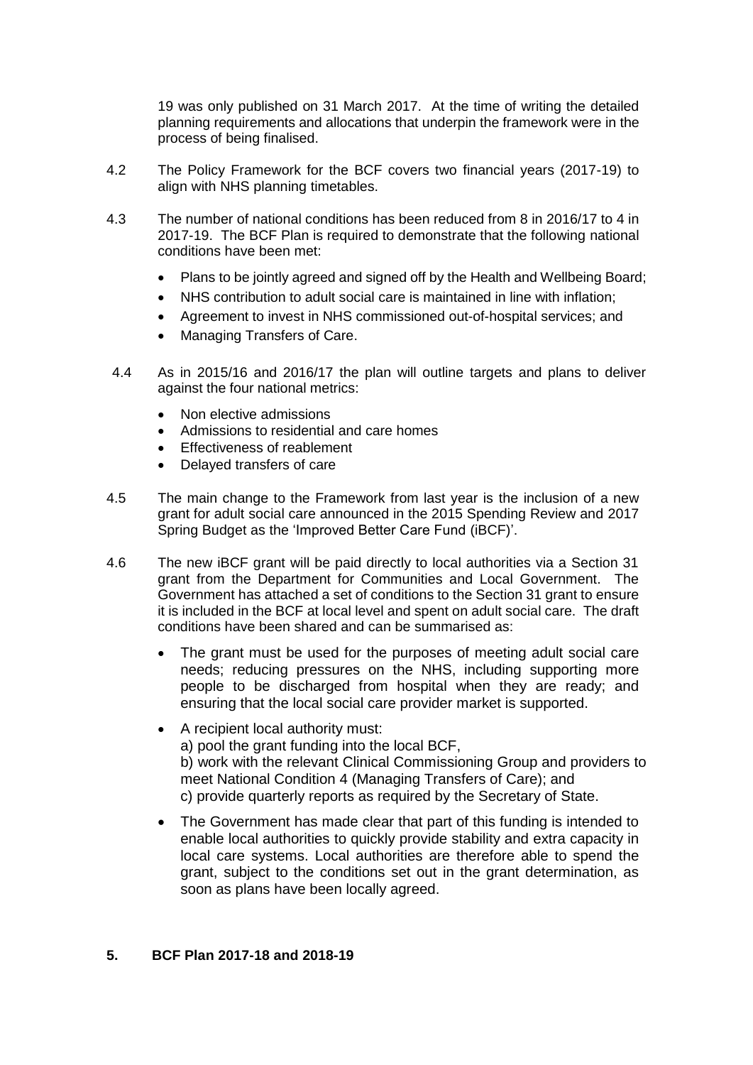19 was only published on 31 March 2017. At the time of writing the detailed planning requirements and allocations that underpin the framework were in the process of being finalised.

4.2 The Policy Framework for the BCF covers two financial years (2017-19) to align with NHS planning timetables.

4.3 The number of national conditions has been reduced from 8 in 2016/17 to 4 in 2017-19. The BCF Plan is required to demonstrate that the following national conditions have been met:

- Plans to be jointly agreed and signed off by the Health and Wellbeing Board;
- NHS contribution to adult social care is maintained in line with inflation;
- Agreement to invest in NHS commissioned out-of-hospital services; and
- Managing Transfers of Care.

4.4 As in 2015/16 and 2016/17 the plan will outline targets and plans to deliver against the four national metrics:

- Non elective admissions
- Admissions to residential and care homes
- Effectiveness of reablement
- Delayed transfers of care

4.5 The main change to the Framework from last year is the inclusion of a new grant for adult social care announced in the 2015 Spending Review and 2017 Spring Budget as the 'Improved Better Care Fund (iBCF)'.

4.6 The new iBCF grant will be paid directly to local authorities via a Section 31 grant from the Department for Communities and Local Government. The Government has attached a set of conditions to the Section 31 grant to ensure it is included in the BCF at local level and spent on adult social care. The draft conditions have been shared and can be summarised as:

- The grant must be used for the purposes of meeting adult social care needs; reducing pressures on the NHS, including supporting more people to be discharged from hospital when they are ready; and ensuring that the local social care provider market is supported.
- A recipient local authority must:
  a) pool the grant funding into the local BCF,
  b) work with the relevant Clinical Commissioning Group and providers to meet National Condition 4 (Managing Transfers of Care); and
  c) provide quarterly reports as required by the Secretary of State.
- The Government has made clear that part of this funding is intended to enable local authorities to quickly provide stability and extra capacity in local care systems. Local authorities are therefore able to spend the grant, subject to the conditions set out in the grant determination, as soon as plans have been locally agreed.

## 5. BCF Plan 2017-18 and 2018-19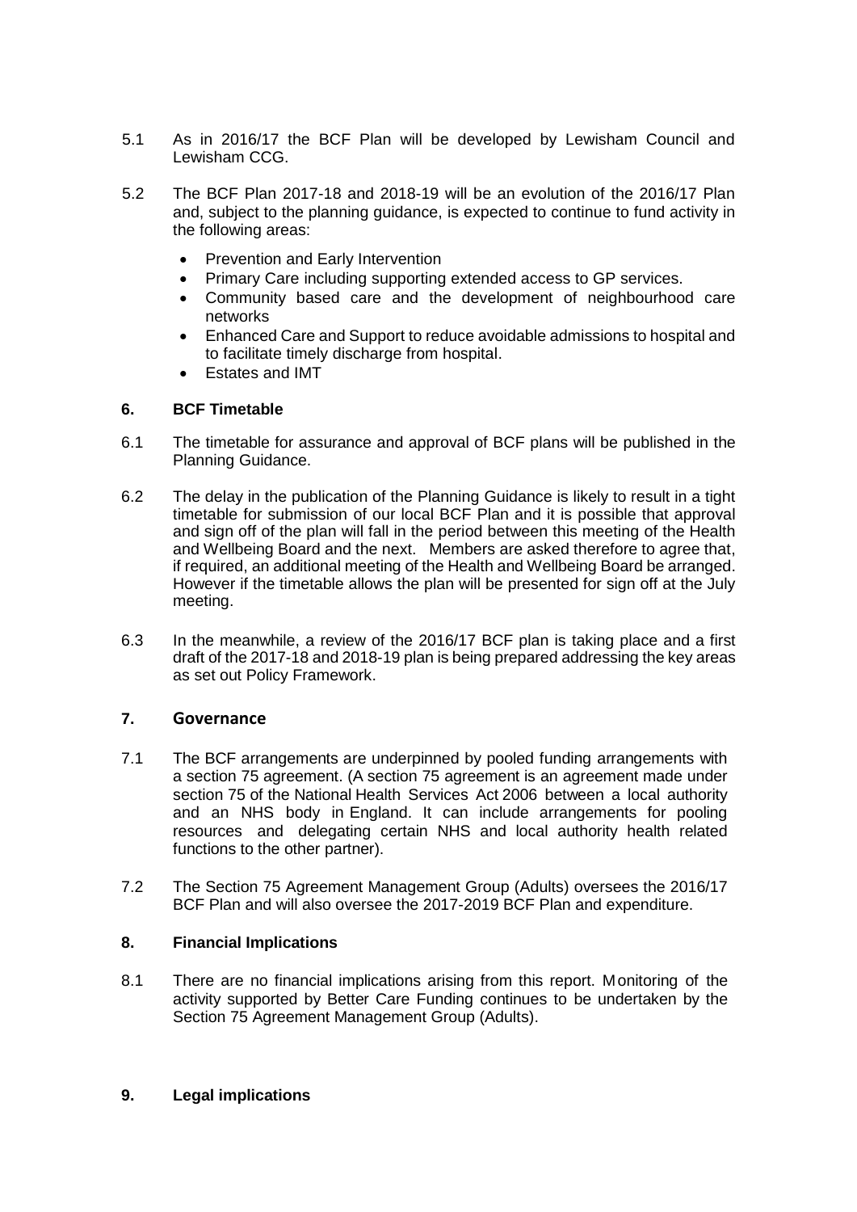5.1 As in 2016/17 the BCF Plan will be developed by Lewisham Council and Lewisham CCG.

5.2 The BCF Plan 2017-18 and 2018-19 will be an evolution of the 2016/17 Plan and, subject to the planning guidance, is expected to continue to fund activity in the following areas:

- Prevention and Early Intervention
- Primary Care including supporting extended access to GP services.
- Community based care and the development of neighbourhood care networks
- Enhanced Care and Support to reduce avoidable admissions to hospital and to facilitate timely discharge from hospital.
- Estates and IMT

## 6. BCF Timetable

6.1 The timetable for assurance and approval of BCF plans will be published in the Planning Guidance.

6.2 The delay in the publication of the Planning Guidance is likely to result in a tight timetable for submission of our local BCF Plan and it is possible that approval and sign off of the plan will fall in the period between this meeting of the Health and Wellbeing Board and the next. Members are asked therefore to agree that, if required, an additional meeting of the Health and Wellbeing Board be arranged. However if the timetable allows the plan will be presented for sign off at the July meeting.

6.3 In the meanwhile, a review of the 2016/17 BCF plan is taking place and a first draft of the 2017-18 and 2018-19 plan is being prepared addressing the key areas as set out Policy Framework.

## 7. Governance

7.1 The BCF arrangements are underpinned by pooled funding arrangements with a section 75 agreement. (A section 75 agreement is an agreement made under section 75 of the National Health Services Act 2006 between a local authority and an NHS body in England. It can include arrangements for pooling resources and delegating certain NHS and local authority health related functions to the other partner).

7.2 The Section 75 Agreement Management Group (Adults) oversees the 2016/17 BCF Plan and will also oversee the 2017-2019 BCF Plan and expenditure.

## 8. Financial Implications

8.1 There are no financial implications arising from this report. Monitoring of the activity supported by Better Care Funding continues to be undertaken by the Section 75 Agreement Management Group (Adults).

## 9. Legal implications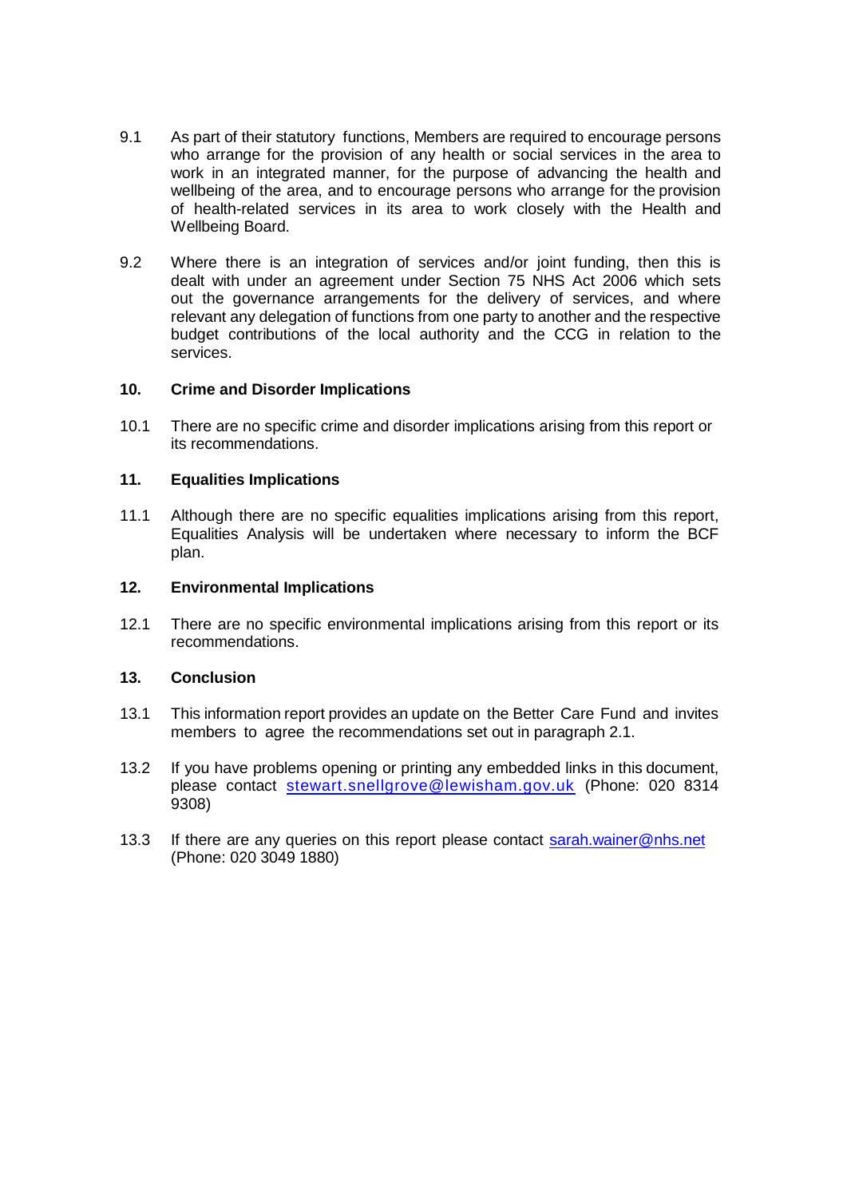9.1 As part of their statutory functions, Members are required to encourage persons who arrange for the provision of any health or social services in the area to work in an integrated manner, for the purpose of advancing the health and wellbeing of the area, and to encourage persons who arrange for the provision of health-related services in its area to work closely with the Health and Wellbeing Board.

9.2 Where there is an integration of services and/or joint funding, then this is dealt with under an agreement under Section 75 NHS Act 2006 which sets out the governance arrangements for the delivery of services, and where relevant any delegation of functions from one party to another and the respective budget contributions of the local authority and the CCG in relation to the services.

## 10. Crime and Disorder Implications

10.1 There are no specific crime and disorder implications arising from this report or its recommendations.

## 11. Equalities Implications

11.1 Although there are no specific equalities implications arising from this report, Equalities Analysis will be undertaken where necessary to inform the BCF plan.

## 12. Environmental Implications

12.1 There are no specific environmental implications arising from this report or its recommendations.

## 13. Conclusion

13.1 This information report provides an update on the Better Care Fund and invites members to agree the recommendations set out in paragraph 2.1.

13.2 If you have problems opening or printing any embedded links in this document, please contact stewart.snellgrove@lewisham.gov.uk (Phone: 020 8314 9308)

13.3 If there are any queries on this report please contact sarah.wainer@nhs.net (Phone: 020 3049 1880)